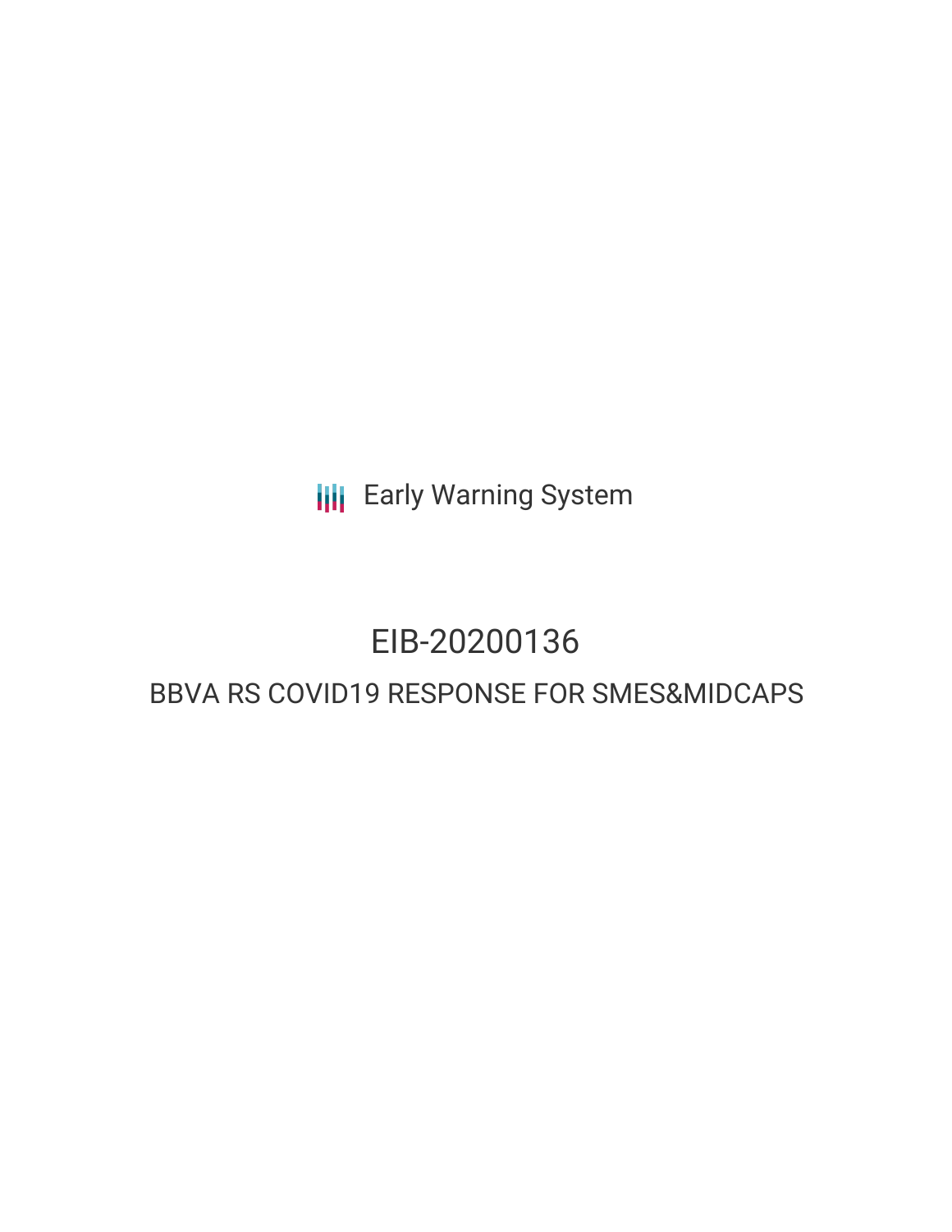Early Warning System

# EIB-20200136

## BBVA RS COVID19 RESPONSE FOR SMES&MIDCAPS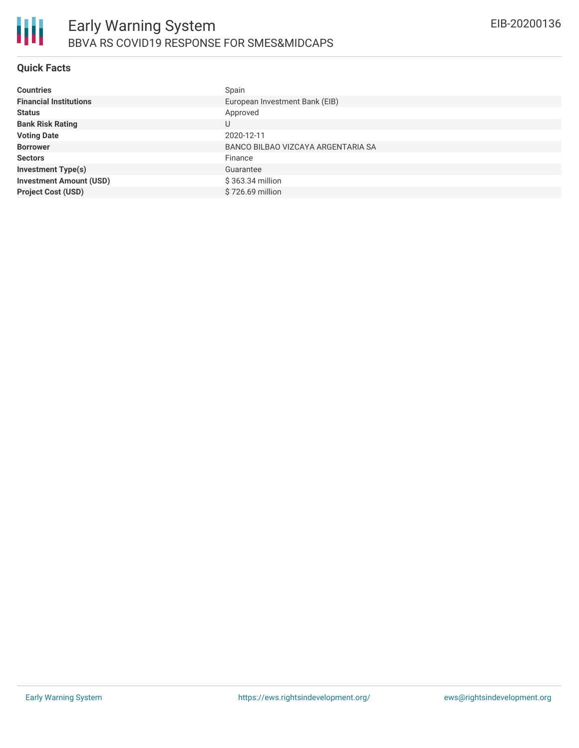# Early Warning System

## BBVA RS COVID19 RESPONSE FOR SMES&MIDCAPS

EIB-20200136

### Quick Facts

| | |
|---|---|
| **Countries** | Spain |
| **Financial Institutions** | European Investment Bank (EIB) |
| **Status** | Approved |
| **Bank Risk Rating** | U |
| **Voting Date** | 2020-12-11 |
| **Borrower** | BANCO BILBAO VIZCAYA ARGENTARIA SA |
| **Sectors** | Finance |
| **Investment Type(s)** | Guarantee |
| **Investment Amount (USD)** | $ 363.34 million |
| **Project Cost (USD)** | $ 726.69 million |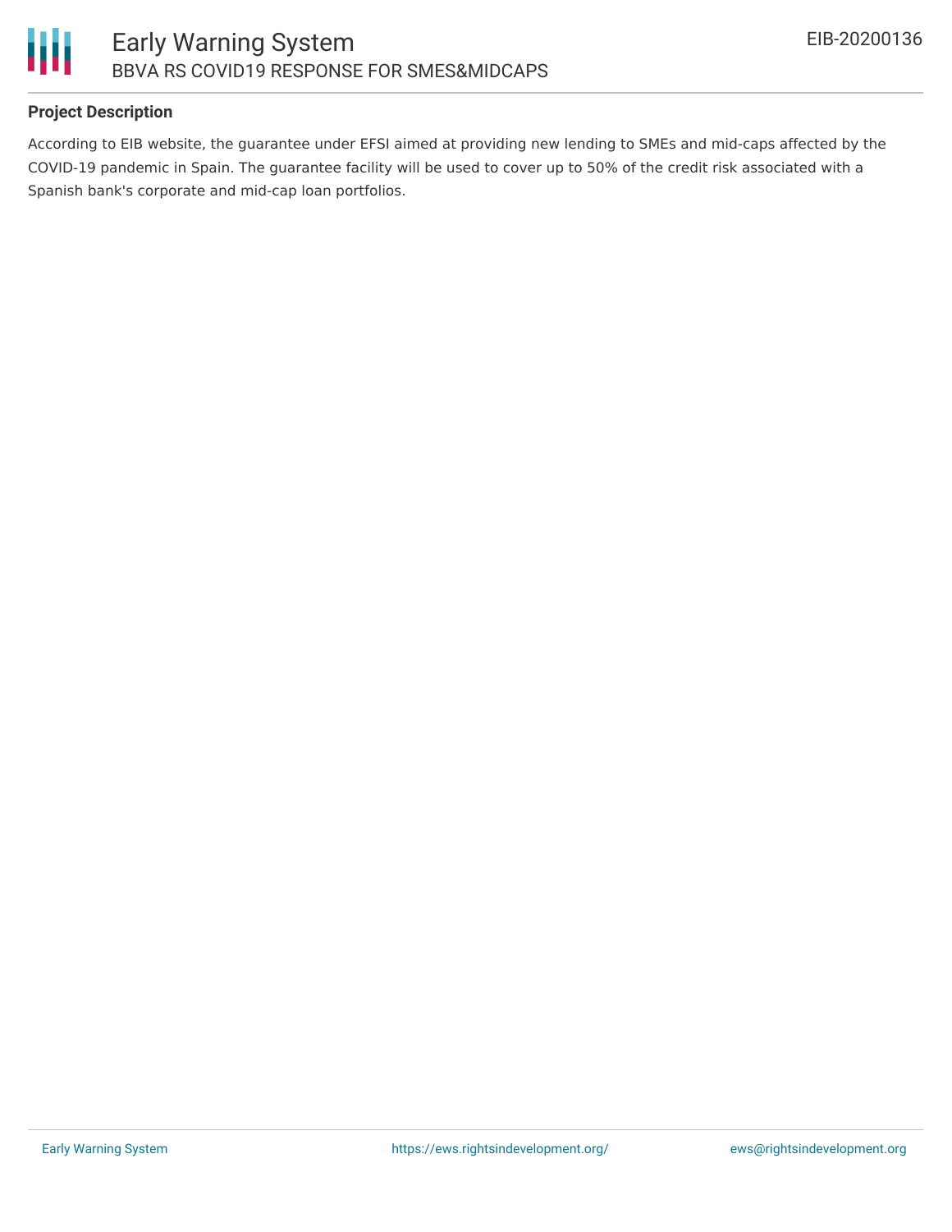**Project Description**

According to EIB website, the guarantee under EFSI aimed at providing new lending to SMEs and mid-caps affected by the COVID-19 pandemic in Spain. The guarantee facility will be used to cover up to 50% of the credit risk associated with a Spanish bank's corporate and mid-cap loan portfolios.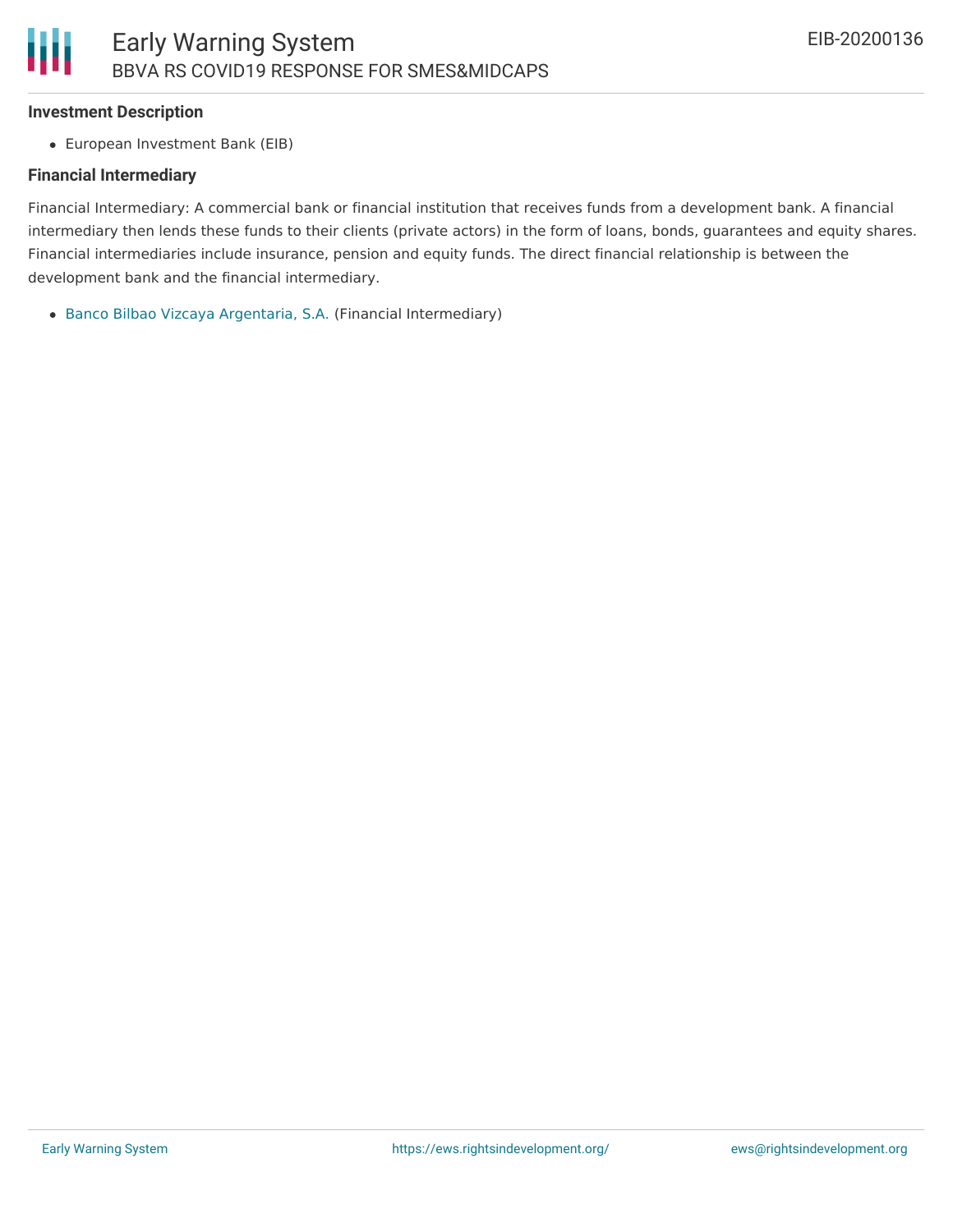### Investment Description

- European Investment Bank (EIB)

### Financial Intermediary

Financial Intermediary: A commercial bank or financial institution that receives funds from a development bank. A financial intermediary then lends these funds to their clients (private actors) in the form of loans, bonds, guarantees and equity shares. Financial intermediaries include insurance, pension and equity funds. The direct financial relationship is between the development bank and the financial intermediary.

- Banco Bilbao Vizcaya Argentaria, S.A. (Financial Intermediary)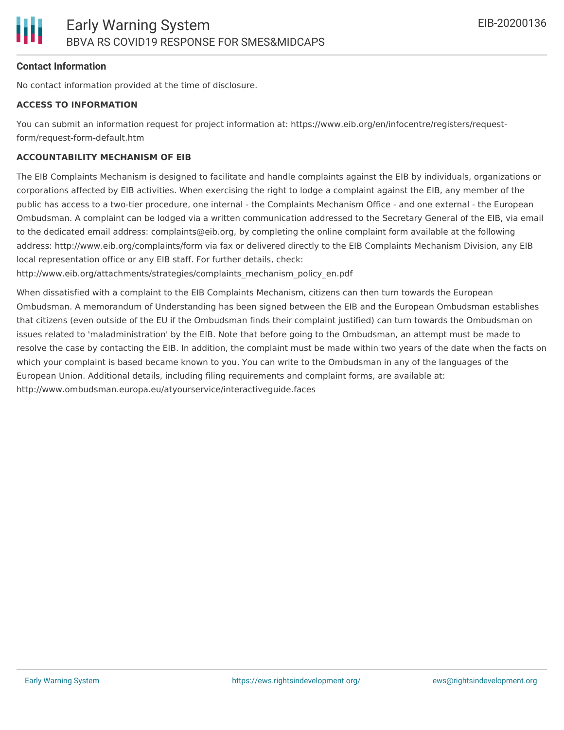**Contact Information**

No contact information provided at the time of disclosure.

**ACCESS TO INFORMATION**

You can submit an information request for project information at: https://www.eib.org/en/infocentre/registers/request-form/request-form-default.htm

**ACCOUNTABILITY MECHANISM OF EIB**

The EIB Complaints Mechanism is designed to facilitate and handle complaints against the EIB by individuals, organizations or corporations affected by EIB activities. When exercising the right to lodge a complaint against the EIB, any member of the public has access to a two-tier procedure, one internal - the Complaints Mechanism Office - and one external - the European Ombudsman. A complaint can be lodged via a written communication addressed to the Secretary General of the EIB, via email to the dedicated email address: complaints@eib.org, by completing the online complaint form available at the following address: http://www.eib.org/complaints/form via fax or delivered directly to the EIB Complaints Mechanism Division, any EIB local representation office or any EIB staff. For further details, check: http://www.eib.org/attachments/strategies/complaints_mechanism_policy_en.pdf

When dissatisfied with a complaint to the EIB Complaints Mechanism, citizens can then turn towards the European Ombudsman. A memorandum of Understanding has been signed between the EIB and the European Ombudsman establishes that citizens (even outside of the EU if the Ombudsman finds their complaint justified) can turn towards the Ombudsman on issues related to 'maladministration' by the EIB. Note that before going to the Ombudsman, an attempt must be made to resolve the case by contacting the EIB. In addition, the complaint must be made within two years of the date when the facts on which your complaint is based became known to you. You can write to the Ombudsman in any of the languages of the European Union. Additional details, including filing requirements and complaint forms, are available at: http://www.ombudsman.europa.eu/atyourservice/interactiveguide.faces